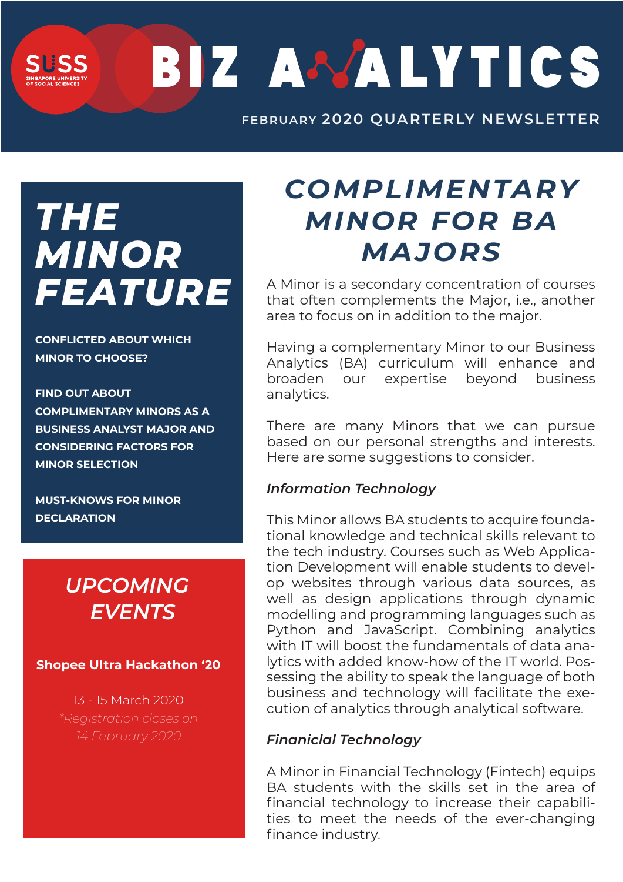# BIZ ANALYTICS

FEBRUARY 2020 QUARTERLY NEWSLETTER

## THE MINOR FEATURE

**CONFLICTED ABOUT WHICH MINOR TO CHOOSE?**

**FIND OUT ABOUT COMPLIMENTARY MINORS AS A BUSINESS ANALYST MAJOR AND CONSIDERING FACTORS FOR MINOR SELECTION**

**MUST-KNOWS FOR MINOR DECLARATION**

## *UPCOMING EVENTS*

**Shopee Ultra Hackathon '20**

13 - 15 March 2020

*\*Registration closes on 14 February 2020*

## *COMPLIMENTARY MINOR FOR BA MAJORS*

A Minor is a secondary concentration of courses that often complements the Major, i.e., another area to focus on in addition to the major.

Having a complementary Minor to our Business Analytics (BA) curriculum will enhance and broaden our expertise beyond business analytics.

There are many Minors that we can pursue based on our personal strengths and interests. Here are some suggestions to consider.

### *Information Technology*

This Minor allows BA students to acquire foundational knowledge and technical skills relevant to the tech industry. Courses such as Web Application Development will enable students to develop websites through various data sources, as well as design applications through dynamic modelling and programming languages such as Python and JavaScript. Combining analytics with IT will boost the fundamentals of data analytics with added know-how of the IT world. Possessing the ability to speak the language of both business and technology will facilitate the execution of analytics through analytical software.

### *Finaniclal Technology*

A Minor in Financial Technology (Fintech) equips BA students with the skills set in the area of financial technology to increase their capabilities to meet the needs of the ever-changing finance industry.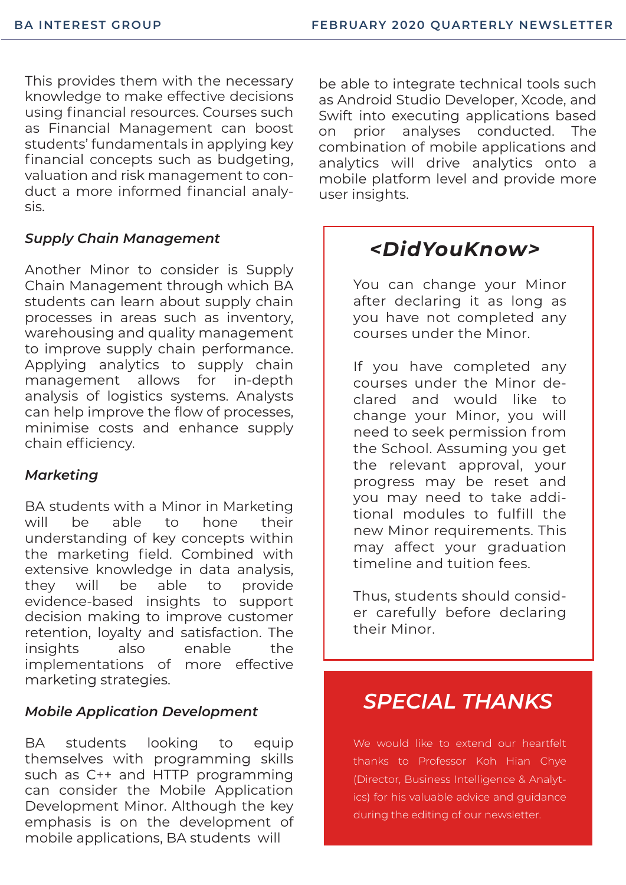This provides them with the necessary knowledge to make effective decisions using financial resources. Courses such as Financial Management can boost students' fundamentals in applying key financial concepts such as budgeting, valuation and risk management to conduct a more informed financial analysis.

### *Supply Chain Management*

Another Minor to consider is Supply Chain Management through which BA students can learn about supply chain processes in areas such as inventory, warehousing and quality management to improve supply chain performance. Applying analytics to supply chain management allows for in-depth analysis of logistics systems. Analysts can help improve the flow of processes, minimise costs and enhance supply chain efficiency.

### *Marketing*

BA students with a Minor in Marketing will be able to hone their understanding of key concepts within the marketing field. Combined with extensive knowledge in data analysis, they will be able to provide evidence-based insights to support decision making to improve customer retention, loyalty and satisfaction. The insights also enable the implementations of more effective marketing strategies.

### *Mobile Application Development*

BA students looking to equip themselves with programming skills such as C++ and HTTP programming can consider the Mobile Application Development Minor. Although the key emphasis is on the development of mobile applications, BA students will be able to integrate technical tools such as Android Studio Developer, Xcode, and Swift into executing applications based on prior analyses conducted. The combination of mobile applications and analytics will drive analytics onto a mobile platform level and provide more user insights.

## *<DidYouKnow>*

You can change your Minor after declaring it as long as you have not completed any courses under the Minor.

If you have completed any courses under the Minor declared and would like to change your Minor, you will need to seek permission from the School. Assuming you get the relevant approval, your progress may be reset and you may need to take additional modules to fulfill the new Minor requirements. This may affect your graduation timeline and tuition fees.

Thus, students should consider carefully before declaring their Minor.

## *SPECIAL THANKS*

We would like to extend our heartfelt thanks to Professor Koh Hian Chye (Director, Business Intelligence & Analytics) for his valuable advice and guidance during the editing of our newsletter.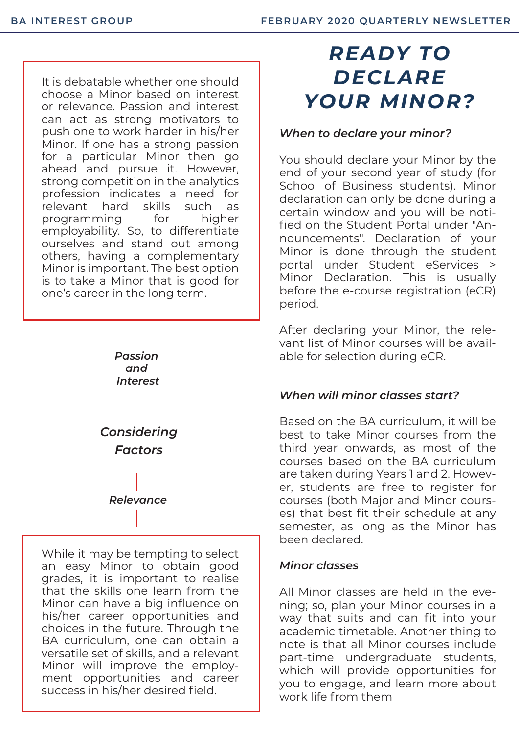# READY TO DECLARE YOUR MINOR?

It is debatable whether one should choose a Minor based on interest or relevance. Passion and interest can act as strong motivators to push one to work harder in his/her Minor. If one has a strong passion for a particular Minor then go ahead and pursue it. However, strong competition in the analytics profession indicates a need for relevant hard skills such as programming for higher employability. So, to differentiate ourselves and stand out among others, having a complementary Minor is important. The best option is to take a Minor that is good for one's career in the long term.

*Passion and Interest*

*Considering Factors*

*Relevance*

While it may be tempting to select an easy Minor to obtain good grades, it is important to realise that the skills one learn from the Minor can have a big influence on his/her career opportunities and choices in the future. Through the BA curriculum, one can obtain a versatile set of skills, and a relevant Minor will improve the employment opportunities and career success in his/her desired field.

### *When to declare your minor?*

You should declare your Minor by the end of your second year of study (for School of Business students). Minor declaration can only be done during a certain window and you will be notified on the Student Portal under "Announcements". Declaration of your Minor is done through the student portal under Student eServices > Minor Declaration. This is usually before the e-course registration (eCR) period.

After declaring your Minor, the relevant list of Minor courses will be available for selection during eCR.

### *When will minor classes start?*

Based on the BA curriculum, it will be best to take Minor courses from the third year onwards, as most of the courses based on the BA curriculum are taken during Years 1 and 2. However, students are free to register for courses (both Major and Minor courses) that best fit their schedule at any semester, as long as the Minor has been declared.

### *Minor classes*

All Minor classes are held in the evening; so, plan your Minor courses in a way that suits and can fit into your academic timetable. Another thing to note is that all Minor courses include part-time undergraduate students, which will provide opportunities for you to engage, and learn more about work life from them